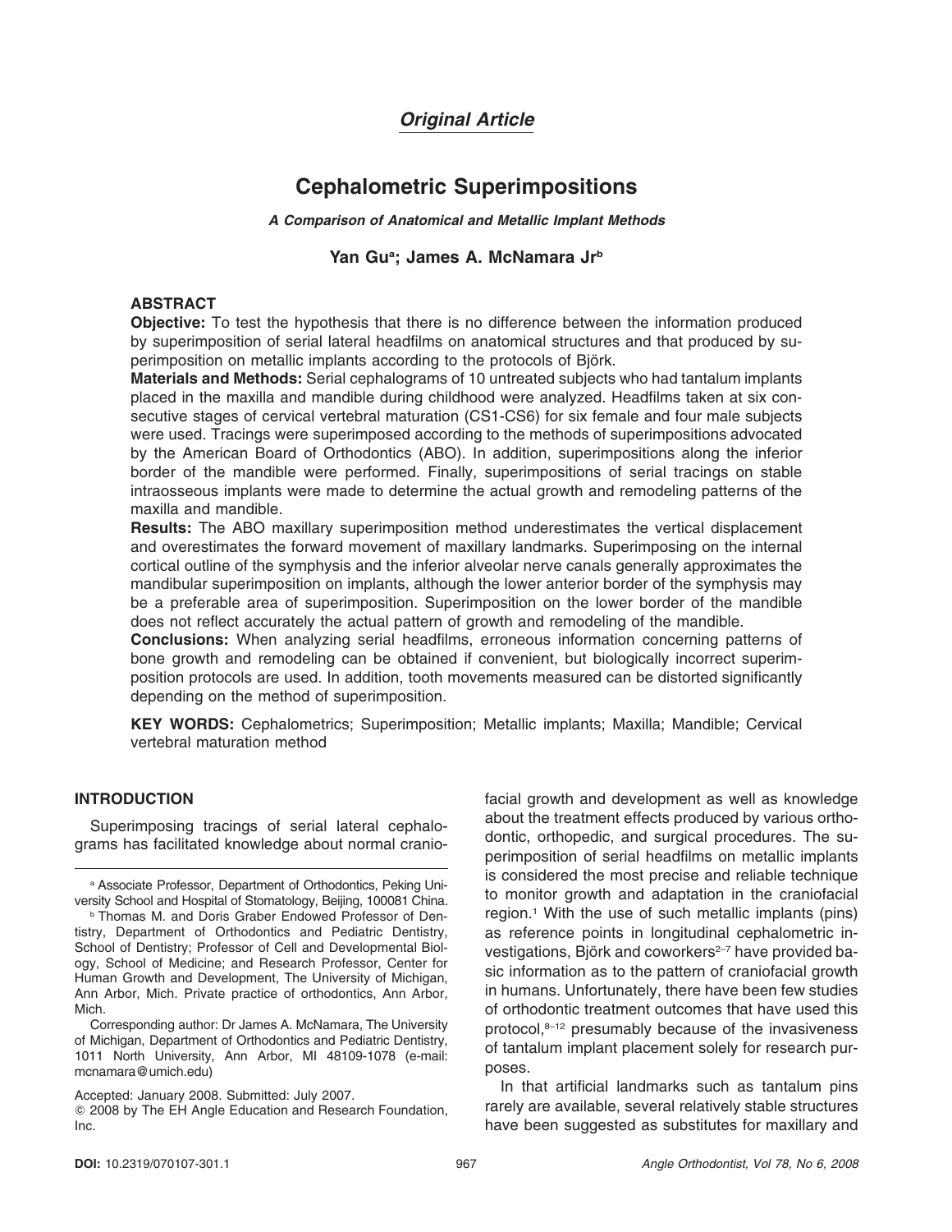*Original Article*

# Cephalometric Superimpositions

### *A Comparison of Anatomical and Metallic Implant Methods*

**Yan Gu[a]; James A. McNamara Jr[b]**

## ABSTRACT

**Objective:** To test the hypothesis that there is no difference between the information produced by superimposition of serial lateral headfilms on anatomical structures and that produced by superimposition on metallic implants according to the protocols of Björk.

**Materials and Methods:** Serial cephalograms of 10 untreated subjects who had tantalum implants placed in the maxilla and mandible during childhood were analyzed. Headfilms taken at six consecutive stages of cervical vertebral maturation (CS1-CS6) for six female and four male subjects were used. Tracings were superimposed according to the methods of superimpositions advocated by the American Board of Orthodontics (ABO). In addition, superimpositions along the inferior border of the mandible were performed. Finally, superimpositions of serial tracings on stable intraosseous implants were made to determine the actual growth and remodeling patterns of the maxilla and mandible.

**Results:** The ABO maxillary superimposition method underestimates the vertical displacement and overestimates the forward movement of maxillary landmarks. Superimposing on the internal cortical outline of the symphysis and the inferior alveolar nerve canals generally approximates the mandibular superimposition on implants, although the lower anterior border of the symphysis may be a preferable area of superimposition. Superimposition on the lower border of the mandible does not reflect accurately the actual pattern of growth and remodeling of the mandible.

**Conclusions:** When analyzing serial headfilms, erroneous information concerning patterns of bone growth and remodeling can be obtained if convenient, but biologically incorrect superimposition protocols are used. In addition, tooth movements measured can be distorted significantly depending on the method of superimposition.

**KEY WORDS:** Cephalometrics; Superimposition; Metallic implants; Maxilla; Mandible; Cervical vertebral maturation method

## INTRODUCTION

Superimposing tracings of serial lateral cephalograms has facilitated knowledge about normal craniofacial growth and development as well as knowledge about the treatment effects produced by various orthodontic, orthopedic, and surgical procedures. The superimposition of serial headfilms on metallic implants is considered the most precise and reliable technique to monitor growth and adaptation in the craniofacial region.[1] With the use of such metallic implants (pins) as reference points in longitudinal cephalometric investigations, Björk and coworkers[2–7] have provided basic information as to the pattern of craniofacial growth in humans. Unfortunately, there have been few studies of orthodontic treatment outcomes that have used this protocol,[8–12] presumably because of the invasiveness of tantalum implant placement solely for research purposes.

In that artificial landmarks such as tantalum pins rarely are available, several relatively stable structures have been suggested as substitutes for maxillary and

---

[a] Associate Professor, Department of Orthodontics, Peking University School and Hospital of Stomatology, Beijing, 100081 China.

[b] Thomas M. and Doris Graber Endowed Professor of Dentistry, Department of Orthodontics and Pediatric Dentistry, School of Dentistry; Professor of Cell and Developmental Biology, School of Medicine; and Research Professor, Center for Human Growth and Development, The University of Michigan, Ann Arbor, Mich. Private practice of orthodontics, Ann Arbor, Mich.

Corresponding author: Dr James A. McNamara, The University of Michigan, Department of Orthodontics and Pediatric Dentistry, 1011 North University, Ann Arbor, MI 48109-1078 (e-mail: mcnamara@umich.edu)

Accepted: January 2008. Submitted: July 2007.

© 2008 by The EH Angle Education and Research Foundation, Inc.

DOI: 10.2319/070107-301.1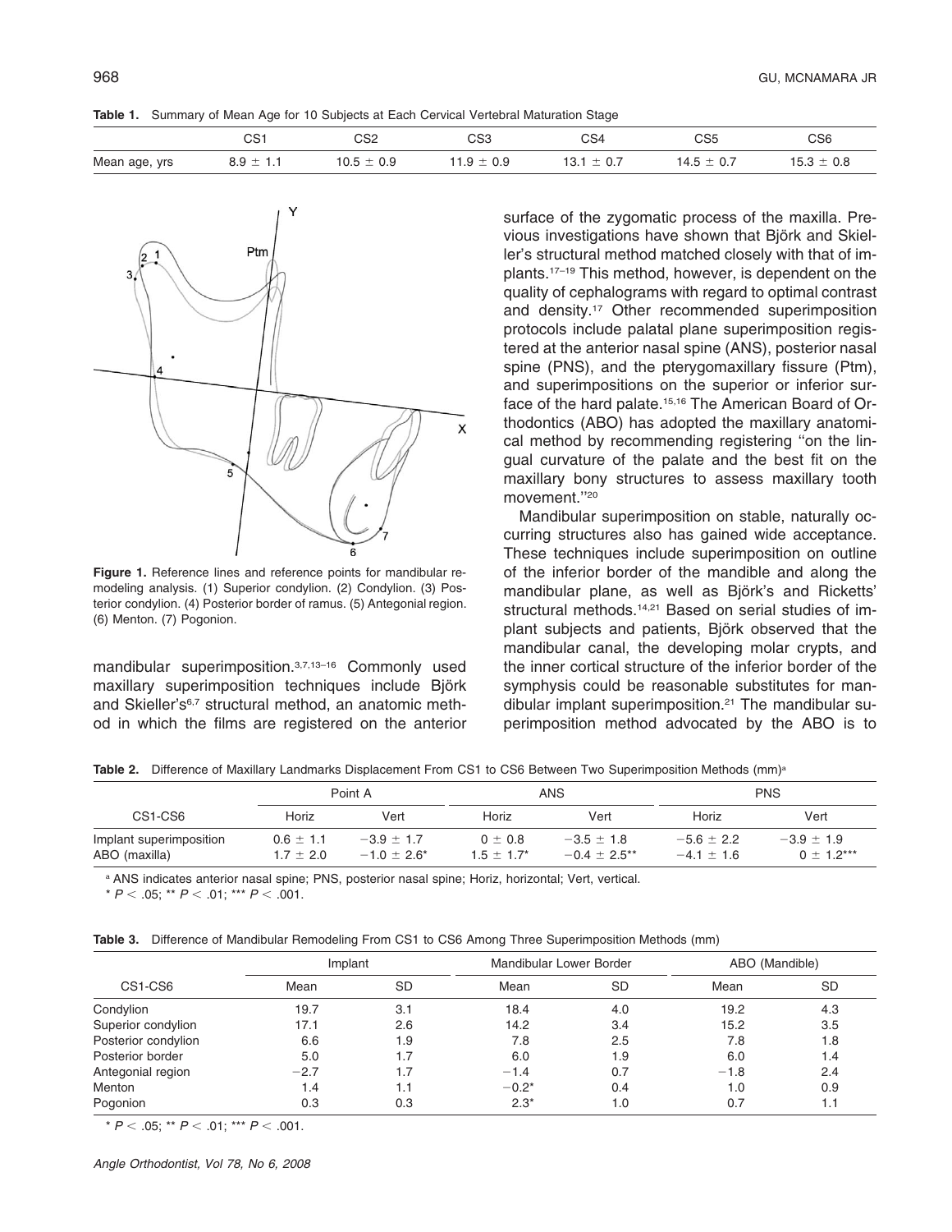**Table 1.** Summary of Mean Age for 10 Subjects at Each Cervical Vertebral Maturation Stage

| | CS1 | CS2 | CS3 | CS4 | CS5 | CS6 |
|---|---|---|---|---|---|---|
| Mean age, yrs | 8.9 ± 1.1 | 10.5 ± 0.9 | 11.9 ± 0.9 | 13.1 ± 0.7 | 14.5 ± 0.7 | 15.3 ± 0.8 |

**Figure 1.** Reference lines and reference points for mandibular remodeling analysis. (1) Superior condylion. (2) Condylion. (3) Posterior condylion. (4) Posterior border of ramus. (5) Antegonial region. (6) Menton. (7) Pogonion.

mandibular superimposition.[3,7,13–16] Commonly used maxillary superimposition techniques include Björk and Skieller's[6,7] structural method, an anatomic method in which the films are registered on the anterior surface of the zygomatic process of the maxilla. Previous investigations have shown that Björk and Skieller's structural method matched closely with that of implants.[17–19] This method, however, is dependent on the quality of cephalograms with regard to optimal contrast and density.[17] Other recommended superimposition protocols include palatal plane superimposition registered at the anterior nasal spine (ANS), posterior nasal spine (PNS), and the pterygomaxillary fissure (Ptm), and superimpositions on the superior or inferior surface of the hard palate.[15,16] The American Board of Orthodontics (ABO) has adopted the maxillary anatomical method by recommending registering "on the lingual curvature of the palate and the best fit on the maxillary bony structures to assess maxillary tooth movement."[20]

Mandibular superimposition on stable, naturally occurring structures also has gained wide acceptance. These techniques include superimposition on outline of the inferior border of the mandible and along the mandibular plane, as well as Björk's and Ricketts' structural methods.[14,21] Based on serial studies of implant subjects and patients, Björk observed that the mandibular canal, the developing molar crypts, and the inner cortical structure of the inferior border of the symphysis could be reasonable substitutes for mandibular implant superimposition.[21] The mandibular superimposition method advocated by the ABO is to

**Table 2.** Difference of Maxillary Landmarks Displacement From CS1 to CS6 Between Two Superimposition Methods (mm)[a]

| CS1-CS6 | Point A | | ANS | | PNS | |
|---|---|---|---|---|---|---|
| | Horiz | Vert | Horiz | Vert | Horiz | Vert |
| Implant superimposition | 0.6 ± 1.1 | −3.9 ± 1.7 | 0 ± 0.8 | −3.5 ± 1.8 | −5.6 ± 2.2 | −3.9 ± 1.9 |
| ABO (maxilla) | 1.7 ± 2.0 | −1.0 ± 2.6* | 1.5 ± 1.7* | −0.4 ± 2.5** | −4.1 ± 1.6 | 0 ± 1.2*** |

[a] ANS indicates anterior nasal spine; PNS, posterior nasal spine; Horiz, horizontal; Vert, vertical.

* $P < .05$; ** $P < .01$; *** $P < .001$.

**Table 3.** Difference of Mandibular Remodeling From CS1 to CS6 Among Three Superimposition Methods (mm)

| CS1-CS6 | Implant | | Mandibular Lower Border | | ABO (Mandible) | |
|---|---|---|---|---|---|---|
| | Mean | SD | Mean | SD | Mean | SD |
| Condylion | 19.7 | 3.1 | 18.4 | 4.0 | 19.2 | 4.3 |
| Superior condylion | 17.1 | 2.6 | 14.2 | 3.4 | 15.2 | 3.5 |
| Posterior condylion | 6.6 | 1.9 | 7.8 | 2.5 | 7.8 | 1.8 |
| Posterior border | 5.0 | 1.7 | 6.0 | 1.9 | 6.0 | 1.4 |
| Antegonial region | −2.7 | 1.7 | −1.4 | 0.7 | −1.8 | 2.4 |
| Menton | 1.4 | 1.1 | −0.2* | 0.4 | 1.0 | 0.9 |
| Pogonion | 0.3 | 0.3 | 2.3* | 1.0 | 0.7 | 1.1 |

* $P < .05$; ** $P < .01$; *** $P < .001$.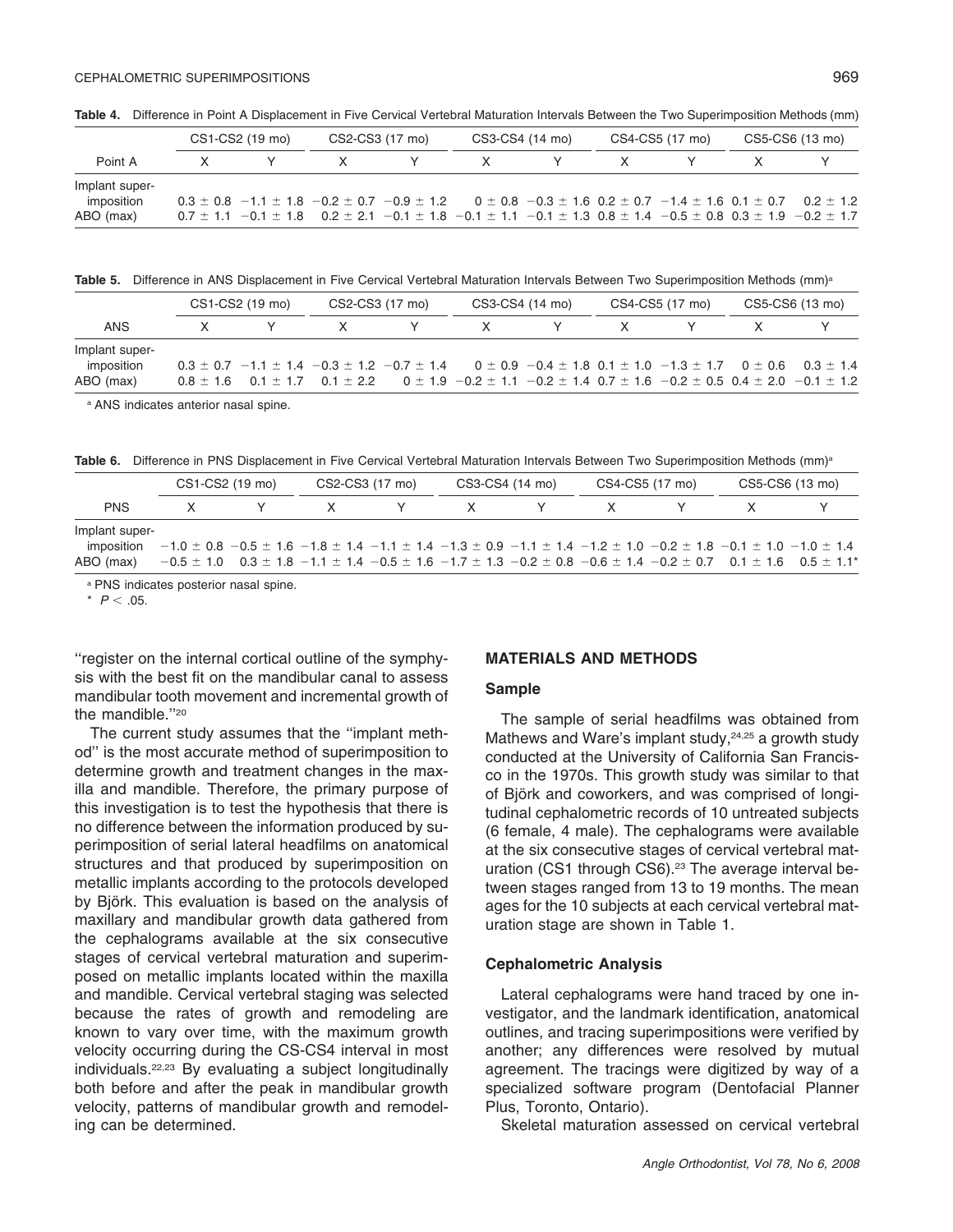**Table 4.** Difference in Point A Displacement in Five Cervical Vertebral Maturation Intervals Between the Two Superimposition Methods (mm)

| | CS1-CS2 (19 mo) | | CS2-CS3 (17 mo) | | CS3-CS4 (14 mo) | | CS4-CS5 (17 mo) | | CS5-CS6 (13 mo) | |
|---|---|---|---|---|---|---|---|---|---|---|
| Point A | X | Y | X | Y | X | Y | X | Y | X | Y |
| Implant superimposition | 0.3 ± 0.8 | −1.1 ± 1.8 | −0.2 ± 0.7 | −0.9 ± 1.2 | 0 ± 0.8 | −0.3 ± 1.6 | 0.2 ± 0.7 | −1.4 ± 1.6 | 0.1 ± 0.7 | 0.2 ± 1.2 |
| ABO (max) | 0.7 ± 1.1 | −0.1 ± 1.8 | 0.2 ± 2.1 | −0.1 ± 1.8 | −0.1 ± 1.1 | −0.1 ± 1.3 | 0.8 ± 1.4 | −0.5 ± 0.8 | 0.3 ± 1.9 | −0.2 ± 1.7 |

**Table 5.** Difference in ANS Displacement in Five Cervical Vertebral Maturation Intervals Between Two Superimposition Methods (mm)[a]

| | CS1-CS2 (19 mo) | | CS2-CS3 (17 mo) | | CS3-CS4 (14 mo) | | CS4-CS5 (17 mo) | | CS5-CS6 (13 mo) | |
|---|---|---|---|---|---|---|---|---|---|---|
| ANS | X | Y | X | Y | X | Y | X | Y | X | Y |
| Implant superimposition | 0.3 ± 0.7 | −1.1 ± 1.4 | −0.3 ± 1.2 | −0.7 ± 1.4 | 0 ± 0.9 | −0.4 ± 1.8 | 0.1 ± 1.0 | −1.3 ± 1.7 | 0 ± 0.6 | 0.3 ± 1.4 |
| ABO (max) | 0.8 ± 1.6 | 0.1 ± 1.7 | 0.1 ± 2.2 | 0 ± 1.9 | −0.2 ± 1.1 | −0.2 ± 1.4 | 0.7 ± 1.6 | −0.2 ± 0.5 | 0.4 ± 2.0 | −0.1 ± 1.2 |

[a] ANS indicates anterior nasal spine.

**Table 6.** Difference in PNS Displacement in Five Cervical Vertebral Maturation Intervals Between Two Superimposition Methods (mm)[a]

| | CS1-CS2 (19 mo) | | CS2-CS3 (17 mo) | | CS3-CS4 (14 mo) | | CS4-CS5 (17 mo) | | CS5-CS6 (13 mo) | |
|---|---|---|---|---|---|---|---|---|---|---|
| PNS | X | Y | X | Y | X | Y | X | Y | X | Y |
| Implant superimposition | −1.0 ± 0.8 | −0.5 ± 1.6 | −1.8 ± 1.4 | −1.1 ± 1.4 | −1.3 ± 0.9 | −1.1 ± 1.4 | −1.2 ± 1.0 | −0.2 ± 1.8 | −0.1 ± 1.0 | −1.0 ± 1.4 |
| ABO (max) | −0.5 ± 1.0 | 0.3 ± 1.8 | −1.1 ± 1.4 | −0.5 ± 1.6 | −1.7 ± 1.3 | −0.2 ± 0.8 | −0.6 ± 1.4 | −0.2 ± 0.7 | 0.1 ± 1.6 | 0.5 ± 1.1* |

[a] PNS indicates posterior nasal spine.

\* $P < .05$.

"register on the internal cortical outline of the symphysis with the best fit on the mandibular canal to assess mandibular tooth movement and incremental growth of the mandible."[20]

The current study assumes that the "implant method" is the most accurate method of superimposition to determine growth and treatment changes in the maxilla and mandible. Therefore, the primary purpose of this investigation is to test the hypothesis that there is no difference between the information produced by superimposition of serial lateral headfilms on anatomical structures and that produced by superimposition on metallic implants according to the protocols developed by Björk. This evaluation is based on the analysis of maxillary and mandibular growth data gathered from the cephalograms available at the six consecutive stages of cervical vertebral maturation and superimposed on metallic implants located within the maxilla and mandible. Cervical vertebral staging was selected because the rates of growth and remodeling are known to vary over time, with the maximum growth velocity occurring during the CS-CS4 interval in most individuals.[22,23] By evaluating a subject longitudinally both before and after the peak in mandibular growth velocity, patterns of mandibular growth and remodeling can be determined.

## MATERIALS AND METHODS

### Sample

The sample of serial headfilms was obtained from Mathews and Ware's implant study,[24,25] a growth study conducted at the University of California San Francisco in the 1970s. This growth study was similar to that of Björk and coworkers, and was comprised of longitudinal cephalometric records of 10 untreated subjects (6 female, 4 male). The cephalograms were available at the six consecutive stages of cervical vertebral maturation (CS1 through CS6).[23] The average interval between stages ranged from 13 to 19 months. The mean ages for the 10 subjects at each cervical vertebral maturation stage are shown in Table 1.

### Cephalometric Analysis

Lateral cephalograms were hand traced by one investigator, and the landmark identification, anatomical outlines, and tracing superimpositions were verified by another; any differences were resolved by mutual agreement. The tracings were digitized by way of a specialized software program (Dentofacial Planner Plus, Toronto, Ontario).

Skeletal maturation assessed on cervical vertebral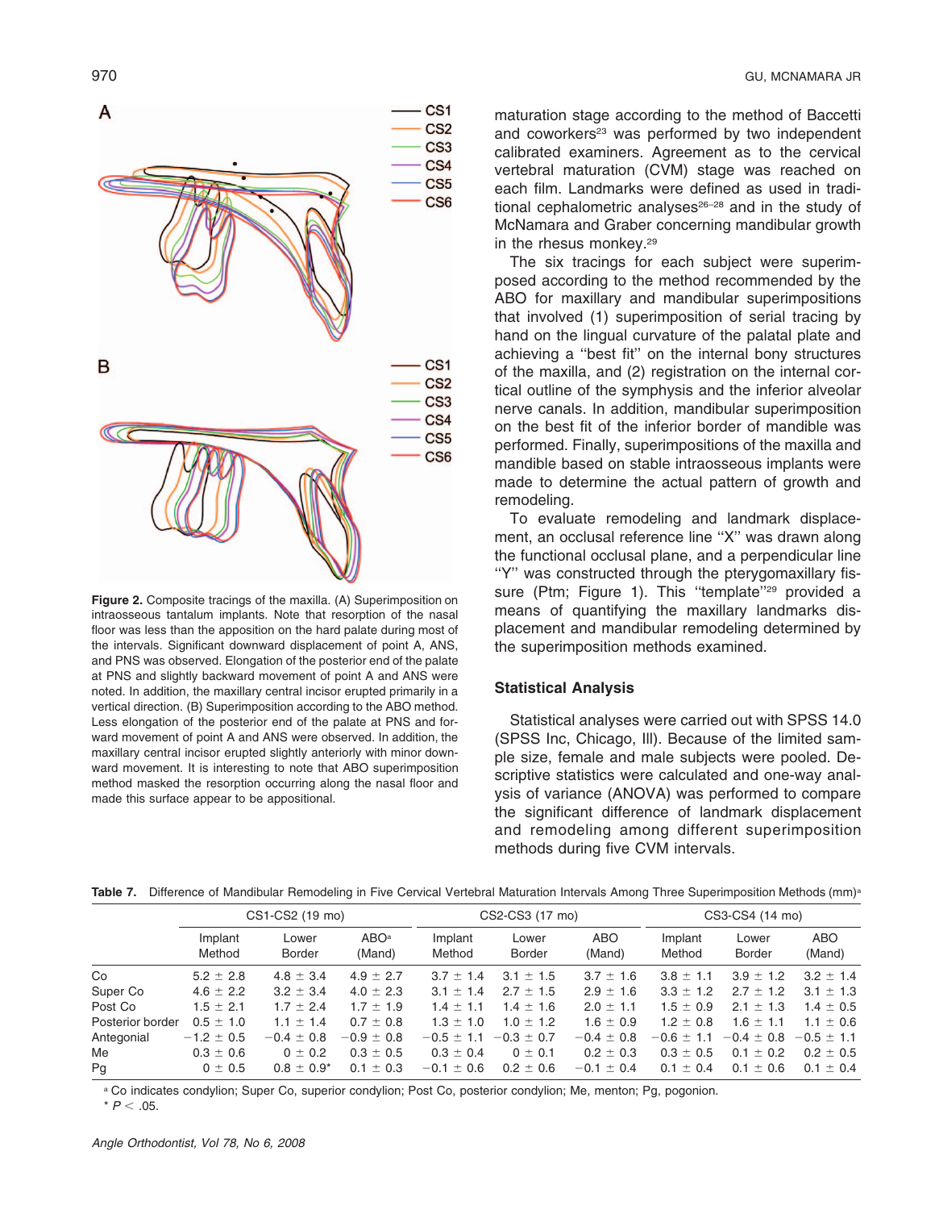**Figure 2.** Composite tracings of the maxilla. (A) Superimposition on intraosseous tantalum implants. Note that resorption of the nasal floor was less than the apposition on the hard palate during most of the intervals. Significant downward displacement of point A, ANS, and PNS was observed. Elongation of the posterior end of the palate at PNS and slightly backward movement of point A and ANS were noted. In addition, the maxillary central incisor erupted primarily in a vertical direction. (B) Superimposition according to the ABO method. Less elongation of the posterior end of the palate at PNS and forward movement of point A and ANS were observed. In addition, the maxillary central incisor erupted slightly anteriorly with minor downward movement. It is interesting to note that ABO superimposition method masked the resorption occurring along the nasal floor and made this surface appear to be appositional.

maturation stage according to the method of Baccetti and coworkers[23] was performed by two independent calibrated examiners. Agreement as to the cervical vertebral maturation (CVM) stage was reached on each film. Landmarks were defined as used in traditional cephalometric analyses[26–28] and in the study of McNamara and Graber concerning mandibular growth in the rhesus monkey.[29]

The six tracings for each subject were superimposed according to the method recommended by the ABO for maxillary and mandibular superimpositions that involved (1) superimposition of serial tracing by hand on the lingual curvature of the palatal plate and achieving a "best fit" on the internal bony structures of the maxilla, and (2) registration on the internal cortical outline of the symphysis and the inferior alveolar nerve canals. In addition, mandibular superimposition on the best fit of the inferior border of mandible was performed. Finally, superimpositions of the maxilla and mandible based on stable intraosseous implants were made to determine the actual pattern of growth and remodeling.

To evaluate remodeling and landmark displacement, an occlusal reference line "X" was drawn along the functional occlusal plane, and a perpendicular line "Y" was constructed through the pterygomaxillary fissure (Ptm; Figure 1). This "template"[29] provided a means of quantifying the maxillary landmarks displacement and mandibular remodeling determined by the superimposition methods examined.

### Statistical Analysis

Statistical analyses were carried out with SPSS 14.0 (SPSS Inc, Chicago, Ill). Because of the limited sample size, female and male subjects were pooled. Descriptive statistics were calculated and one-way analysis of variance (ANOVA) was performed to compare the significant difference of landmark displacement and remodeling among different superimposition methods during five CVM intervals.

**Table 7.** Difference of Mandibular Remodeling in Five Cervical Vertebral Maturation Intervals Among Three Superimposition Methods (mm)[a]

| | CS1-CS2 (19 mo) | | | CS2-CS3 (17 mo) | | | CS3-CS4 (14 mo) | | |
|---|---|---|---|---|---|---|---|---|---|
| | Implant Method | Lower Border | ABO[a] (Mand) | Implant Method | Lower Border | ABO (Mand) | Implant Method | Lower Border | ABO (Mand) |
| Co | 5.2 ± 2.8 | 4.8 ± 3.4 | 4.9 ± 2.7 | 3.7 ± 1.4 | 3.1 ± 1.5 | 3.7 ± 1.6 | 3.8 ± 1.1 | 3.9 ± 1.2 | 3.2 ± 1.4 |
| Super Co | 4.6 ± 2.2 | 3.2 ± 3.4 | 4.0 ± 2.3 | 3.1 ± 1.4 | 2.7 ± 1.5 | 2.9 ± 1.6 | 3.3 ± 1.2 | 2.7 ± 1.2 | 3.1 ± 1.3 |
| Post Co | 1.5 ± 2.1 | 1.7 ± 2.4 | 1.7 ± 1.9 | 1.4 ± 1.1 | 1.4 ± 1.6 | 2.0 ± 1.1 | 1.5 ± 0.9 | 2.1 ± 1.3 | 1.4 ± 0.5 |
| Posterior border | 0.5 ± 1.0 | 1.1 ± 1.4 | 0.7 ± 0.8 | 1.3 ± 1.0 | 1.0 ± 1.2 | 1.6 ± 0.9 | 1.2 ± 0.8 | 1.6 ± 1.1 | 1.1 ± 0.6 |
| Antegonial | −1.2 ± 0.5 | −0.4 ± 0.8 | −0.9 ± 0.8 | −0.5 ± 1.1 | −0.3 ± 0.7 | −0.4 ± 0.8 | −0.6 ± 1.1 | −0.4 ± 0.8 | −0.5 ± 1.1 |
| Me | 0.3 ± 0.6 | 0 ± 0.2 | 0.3 ± 0.5 | 0.3 ± 0.4 | 0 ± 0.1 | 0.2 ± 0.3 | 0.3 ± 0.5 | 0.1 ± 0.2 | 0.2 ± 0.5 |
| Pg | 0 ± 0.5 | 0.8 ± 0.9* | 0.1 ± 0.3 | −0.1 ± 0.6 | 0.2 ± 0.6 | −0.1 ± 0.4 | 0.1 ± 0.4 | 0.1 ± 0.6 | 0.1 ± 0.4 |

[a] Co indicates condylion; Super Co, superior condylion; Post Co, posterior condylion; Me, menton; Pg, pogonion.

* $P < .05$.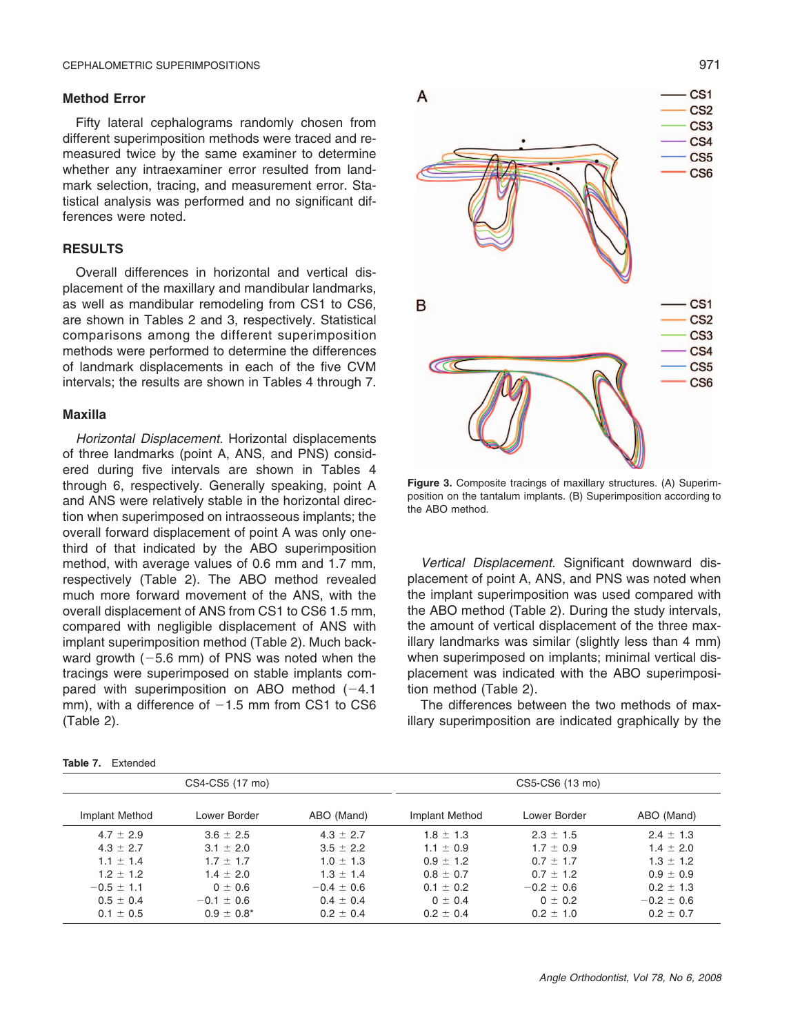## Method Error

Fifty lateral cephalograms randomly chosen from different superimposition methods were traced and remeasured twice by the same examiner to determine whether any intraexaminer error resulted from landmark selection, tracing, and measurement error. Statistical analysis was performed and no significant differences were noted.

## RESULTS

Overall differences in horizontal and vertical displacement of the maxillary and mandibular landmarks, as well as mandibular remodeling from CS1 to CS6, are shown in Tables 2 and 3, respectively. Statistical comparisons among the different superimposition methods were performed to determine the differences of landmark displacements in each of the five CVM intervals; the results are shown in Tables 4 through 7.

### Maxilla

*Horizontal Displacement*. Horizontal displacements of three landmarks (point A, ANS, and PNS) considered during five intervals are shown in Tables 4 through 6, respectively. Generally speaking, point A and ANS were relatively stable in the horizontal direction when superimposed on intraosseous implants; the overall forward displacement of point A was only one-third of that indicated by the ABO superimposition method, with average values of 0.6 mm and 1.7 mm, respectively (Table 2). The ABO method revealed much more forward movement of the ANS, with the overall displacement of ANS from CS1 to CS6 1.5 mm, compared with negligible displacement of ANS with implant superimposition method (Table 2). Much backward growth (−5.6 mm) of PNS was noted when the tracings were superimposed on stable implants compared with superimposition on ABO method (−4.1 mm), with a difference of −1.5 mm from CS1 to CS6 (Table 2).

**Figure 3.** Composite tracings of maxillary structures. (A) Superimposition on the tantalum implants. (B) Superimposition according to the ABO method.

*Vertical Displacement*. Significant downward displacement of point A, ANS, and PNS was noted when the implant superimposition was used compared with the ABO method (Table 2). During the study intervals, the amount of vertical displacement of the three maxillary landmarks was similar (slightly less than 4 mm) when superimposed on implants; minimal vertical displacement was indicated with the ABO superimposition method (Table 2).

The differences between the two methods of maxillary superimposition are indicated graphically by the

**Table 7.** Extended

| CS4-CS5 (17 mo) | | | CS5-CS6 (13 mo) | | |
|---|---|---|---|---|---|
| Implant Method | Lower Border | ABO (Mand) | Implant Method | Lower Border | ABO (Mand) |
| 4.7 ± 2.9 | 3.6 ± 2.5 | 4.3 ± 2.7 | 1.8 ± 1.3 | 2.3 ± 1.5 | 2.4 ± 1.3 |
| 4.3 ± 2.7 | 3.1 ± 2.0 | 3.5 ± 2.2 | 1.1 ± 0.9 | 1.7 ± 0.9 | 1.4 ± 2.0 |
| 1.1 ± 1.4 | 1.7 ± 1.7 | 1.0 ± 1.3 | 0.9 ± 1.2 | 0.7 ± 1.7 | 1.3 ± 1.2 |
| 1.2 ± 1.2 | 1.4 ± 2.0 | 1.3 ± 1.4 | 0.8 ± 0.7 | 0.7 ± 1.2 | 0.9 ± 0.9 |
| −0.5 ± 1.1 | 0 ± 0.6 | −0.4 ± 0.6 | 0.1 ± 0.2 | −0.2 ± 0.6 | 0.2 ± 1.3 |
| 0.5 ± 0.4 | −0.1 ± 0.6 | 0.4 ± 0.4 | 0 ± 0.4 | 0 ± 0.2 | −0.2 ± 0.6 |
| 0.1 ± 0.5 | 0.9 ± 0.8* | 0.2 ± 0.4 | 0.2 ± 0.4 | 0.2 ± 1.0 | 0.2 ± 0.7 |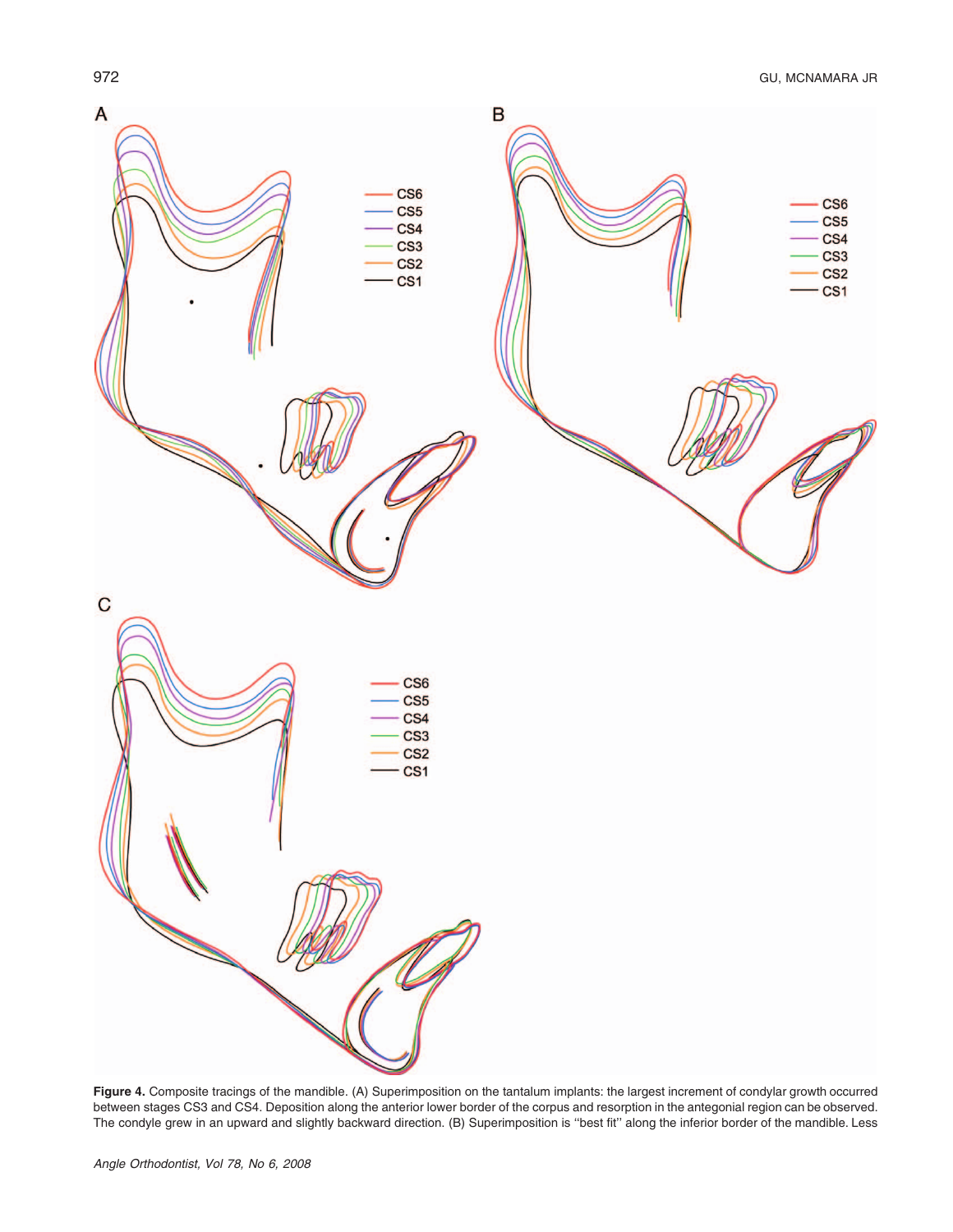**Figure 4.** Composite tracings of the mandible. (A) Superimposition on the tantalum implants: the largest increment of condylar growth occurred between stages CS3 and CS4. Deposition along the anterior lower border of the corpus and resorption in the antegonial region can be observed. The condyle grew in an upward and slightly backward direction. (B) Superimposition is "best fit" along the inferior border of the mandible. Less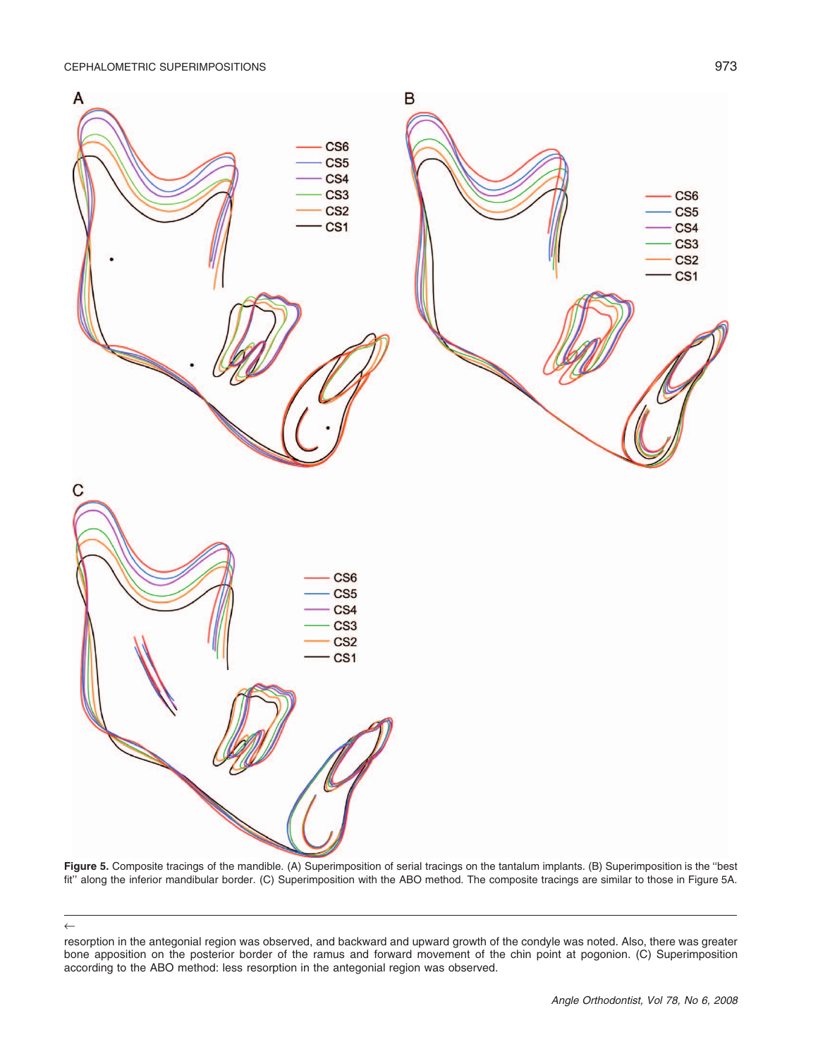**Figure 5.** Composite tracings of the mandible. (A) Superimposition of serial tracings on the tantalum implants. (B) Superimposition is the "best fit" along the inferior mandibular border. (C) Superimposition with the ABO method. The composite tracings are similar to those in Figure 5A.

←

resorption in the antegonial region was observed, and backward and upward growth of the condyle was noted. Also, there was greater bone apposition on the posterior border of the ramus and forward movement of the chin point at pogonion. (C) Superimposition according to the ABO method: less resorption in the antegonial region was observed.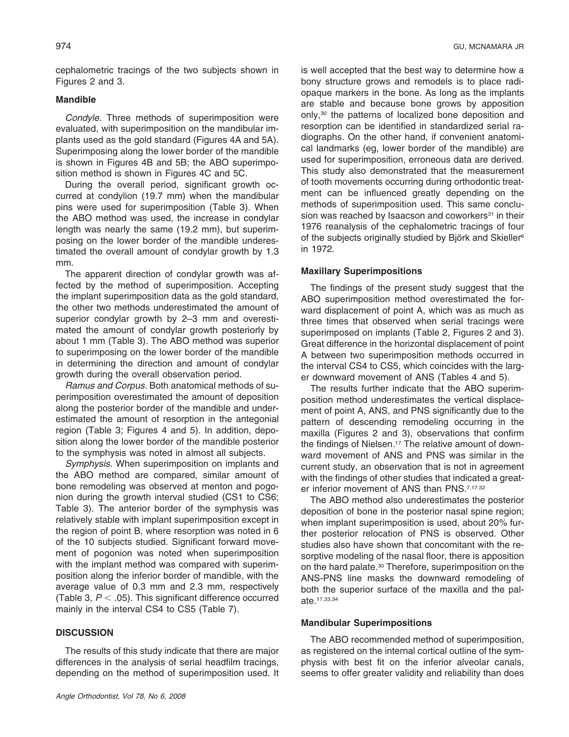cephalometric tracings of the two subjects shown in Figures 2 and 3.

### Mandible

*Condyle.* Three methods of superimposition were evaluated, with superimposition on the mandibular implants used as the gold standard (Figures 4A and 5A). Superimposing along the lower border of the mandible is shown in Figures 4B and 5B; the ABO superimposition method is shown in Figures 4C and 5C.

During the overall period, significant growth occurred at condylion (19.7 mm) when the mandibular pins were used for superimposition (Table 3). When the ABO method was used, the increase in condylar length was nearly the same (19.2 mm), but superimposing on the lower border of the mandible underestimated the overall amount of condylar growth by 1.3 mm.

The apparent direction of condylar growth was affected by the method of superimposition. Accepting the implant superimposition data as the gold standard, the other two methods underestimated the amount of superior condylar growth by 2–3 mm and overestimated the amount of condylar growth posteriorly by about 1 mm (Table 3). The ABO method was superior to superimposing on the lower border of the mandible in determining the direction and amount of condylar growth during the overall observation period.

*Ramus and Corpus.* Both anatomical methods of superimposition overestimated the amount of deposition along the posterior border of the mandible and underestimated the amount of resorption in the antegonial region (Table 3; Figures 4 and 5). In addition, deposition along the lower border of the mandible posterior to the symphysis was noted in almost all subjects.

*Symphysis.* When superimposition on implants and the ABO method are compared, similar amount of bone remodeling was observed at menton and pogonion during the growth interval studied (CS1 to CS6; Table 3). The anterior border of the symphysis was relatively stable with implant superimposition except in the region of point B, where resorption was noted in 6 of the 10 subjects studied. Significant forward movement of pogonion was noted when superimposition with the implant method was compared with superimposition along the inferior border of mandible, with the average value of 0.3 mm and 2.3 mm, respectively (Table 3, $P < .05$). This significant difference occurred mainly in the interval CS4 to CS5 (Table 7).

## DISCUSSION

The results of this study indicate that there are major differences in the analysis of serial headfilm tracings, depending on the method of superimposition used. It is well accepted that the best way to determine how a bony structure grows and remodels is to place radiopaque markers in the bone. As long as the implants are stable and because bone grows by apposition only,[30] the patterns of localized bone deposition and resorption can be identified in standardized serial radiographs. On the other hand, if convenient anatomical landmarks (eg, lower border of the mandible) are used for superimposition, erroneous data are derived. This study also demonstrated that the measurement of tooth movements occurring during orthodontic treatment can be influenced greatly depending on the methods of superimposition used. This same conclusion was reached by Isaacson and coworkers[31] in their 1976 reanalysis of the cephalometric tracings of four of the subjects originally studied by Björk and Skieller[6] in 1972.

### Maxillary Superimpositions

The findings of the present study suggest that the ABO superimposition method overestimated the forward displacement of point A, which was as much as three times that observed when serial tracings were superimposed on implants (Table 2, Figures 2 and 3). Great difference in the horizontal displacement of point A between two superimposition methods occurred in the interval CS4 to CS5, which coincides with the larger downward movement of ANS (Tables 4 and 5).

The results further indicate that the ABO superimposition method underestimates the vertical displacement of point A, ANS, and PNS significantly due to the pattern of descending remodeling occurring in the maxilla (Figures 2 and 3), observations that confirm the findings of Nielsen.[17] The relative amount of downward movement of ANS and PNS was similar in the current study, an observation that is not in agreement with the findings of other studies that indicated a greater inferior movement of ANS than PNS.[7,17,32]

The ABO method also underestimates the posterior deposition of bone in the posterior nasal spine region; when implant superimposition is used, about 20% further posterior relocation of PNS is observed. Other studies also have shown that concomitant with the resorptive modeling of the nasal floor, there is apposition on the hard palate.[30] Therefore, superimposition on the ANS-PNS line masks the downward remodeling of both the superior surface of the maxilla and the palate.[17,33,34]

### Mandibular Superimpositions

The ABO recommended method of superimposition, as registered on the internal cortical outline of the symphysis with best fit on the inferior alveolar canals, seems to offer greater validity and reliability than does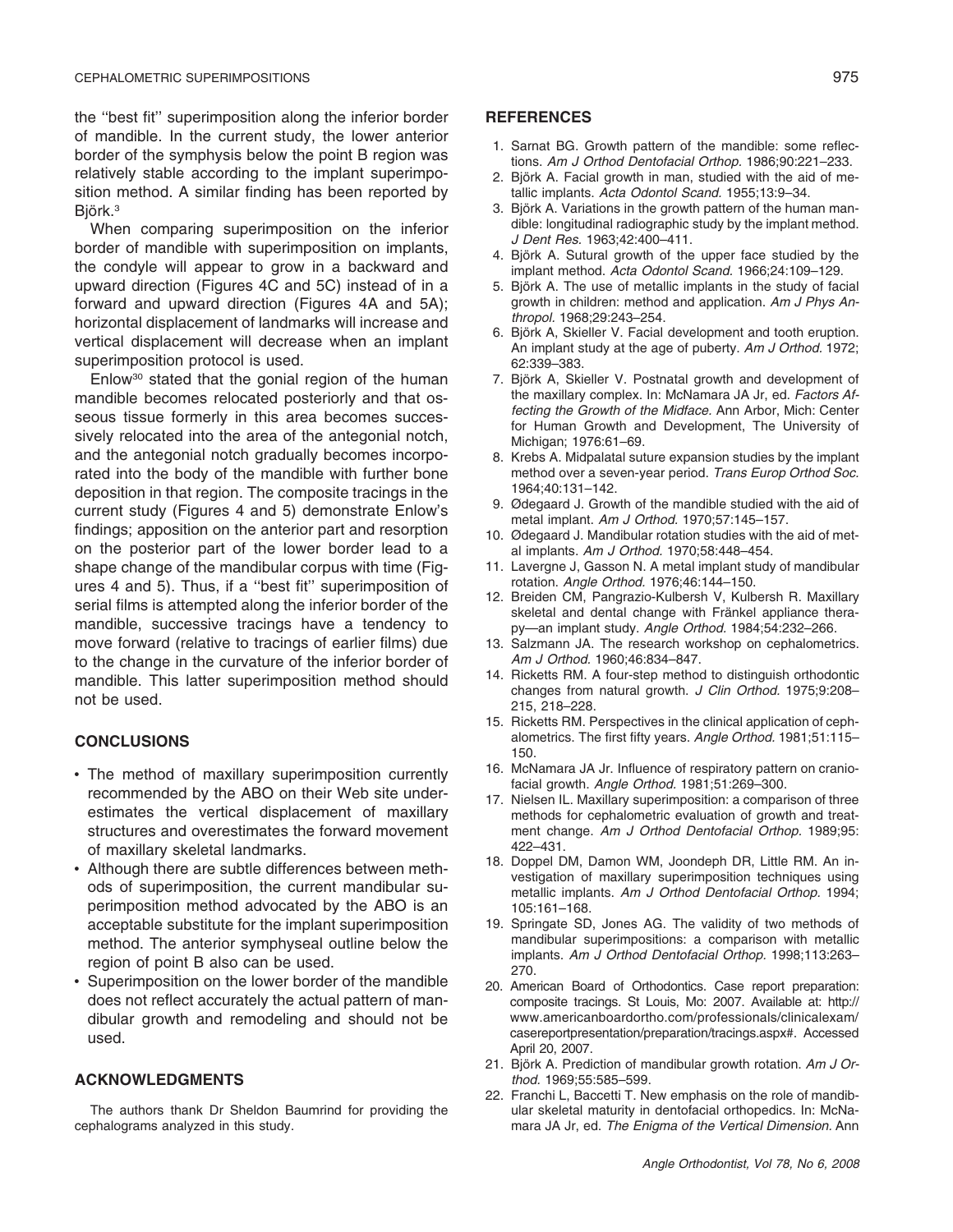the "best fit" superimposition along the inferior border of mandible. In the current study, the lower anterior border of the symphysis below the point B region was relatively stable according to the implant superimposition method. A similar finding has been reported by Björk.[3]

When comparing superimposition on the inferior border of mandible with superimposition on implants, the condyle will appear to grow in a backward and upward direction (Figures 4C and 5C) instead of in a forward and upward direction (Figures 4A and 5A); horizontal displacement of landmarks will increase and vertical displacement will decrease when an implant superimposition protocol is used.

Enlow[30] stated that the gonial region of the human mandible becomes relocated posteriorly and that osseous tissue formerly in this area becomes successively relocated into the area of the antegonial notch, and the antegonial notch gradually becomes incorporated into the body of the mandible with further bone deposition in that region. The composite tracings in the current study (Figures 4 and 5) demonstrate Enlow's findings; apposition on the anterior part and resorption on the posterior part of the lower border lead to a shape change of the mandibular corpus with time (Figures 4 and 5). Thus, if a "best fit" superimposition of serial films is attempted along the inferior border of the mandible, successive tracings have a tendency to move forward (relative to tracings of earlier films) due to the change in the curvature of the inferior border of mandible. This latter superimposition method should not be used.

## CONCLUSIONS

- The method of maxillary superimposition currently recommended by the ABO on their Web site underestimates the vertical displacement of maxillary structures and overestimates the forward movement of maxillary skeletal landmarks.
- Although there are subtle differences between methods of superimposition, the current mandibular superimposition method advocated by the ABO is an acceptable substitute for the implant superimposition method. The anterior symphyseal outline below the region of point B also can be used.
- Superimposition on the lower border of the mandible does not reflect accurately the actual pattern of mandibular growth and remodeling and should not be used.

## ACKNOWLEDGMENTS

The authors thank Dr Sheldon Baumrind for providing the cephalograms analyzed in this study.

## REFERENCES

1. Sarnat BG. Growth pattern of the mandible: some reflections. *Am J Orthod Dentofacial Orthop.* 1986;90:221–233.
2. Björk A. Facial growth in man, studied with the aid of metallic implants. *Acta Odontol Scand.* 1955;13:9–34.
3. Björk A. Variations in the growth pattern of the human mandible: longitudinal radiographic study by the implant method. *J Dent Res.* 1963;42:400–411.
4. Björk A. Sutural growth of the upper face studied by the implant method. *Acta Odontol Scand.* 1966;24:109–129.
5. Björk A. The use of metallic implants in the study of facial growth in children: method and application. *Am J Phys Anthropol.* 1968;29:243–254.
6. Björk A, Skieller V. Facial development and tooth eruption. An implant study at the age of puberty. *Am J Orthod.* 1972; 62:339–383.
7. Björk A, Skieller V. Postnatal growth and development of the maxillary complex. In: McNamara JA Jr, ed. *Factors Affecting the Growth of the Midface.* Ann Arbor, Mich: Center for Human Growth and Development, The University of Michigan; 1976:61–69.
8. Krebs A. Midpalatal suture expansion studies by the implant method over a seven-year period. *Trans Europ Orthod Soc.* 1964;40:131–142.
9. Ødegaard J. Growth of the mandible studied with the aid of metal implant. *Am J Orthod.* 1970;57:145–157.
10. Ødegaard J. Mandibular rotation studies with the aid of metal implants. *Am J Orthod.* 1970;58:448–454.
11. Lavergne J, Gasson N. A metal implant study of mandibular rotation. *Angle Orthod.* 1976;46:144–150.
12. Breiden CM, Pangrazio-Kulbersh V, Kulbersh R. Maxillary skeletal and dental change with Fränkel appliance therapy—an implant study. *Angle Orthod.* 1984;54:232–266.
13. Salzmann JA. The research workshop on cephalometrics. *Am J Orthod.* 1960;46:834–847.
14. Ricketts RM. A four-step method to distinguish orthodontic changes from natural growth. *J Clin Orthod.* 1975;9:208–215, 218–228.
15. Ricketts RM. Perspectives in the clinical application of cephalometrics. The first fifty years. *Angle Orthod.* 1981;51:115–150.
16. McNamara JA Jr. Influence of respiratory pattern on craniofacial growth. *Angle Orthod.* 1981;51:269–300.
17. Nielsen IL. Maxillary superimposition: a comparison of three methods for cephalometric evaluation of growth and treatment change. *Am J Orthod Dentofacial Orthop.* 1989;95: 422–431.
18. Doppel DM, Damon WM, Joondeph DR, Little RM. An investigation of maxillary superimposition techniques using metallic implants. *Am J Orthod Dentofacial Orthop.* 1994; 105:161–168.
19. Springate SD, Jones AG. The validity of two methods of mandibular superimpositions: a comparison with metallic implants. *Am J Orthod Dentofacial Orthop.* 1998;113:263–270.
20. American Board of Orthodontics. Case report preparation: composite tracings. St Louis, Mo: 2007. Available at: http://www.americanboardortho.com/professionals/clinicalexam/casereportpresentation/preparation/tracings.aspx#. Accessed April 20, 2007.
21. Björk A. Prediction of mandibular growth rotation. *Am J Orthod.* 1969;55:585–599.
22. Franchi L, Baccetti T. New emphasis on the role of mandibular skeletal maturity in dentofacial orthopedics. In: McNamara JA Jr, ed. *The Enigma of the Vertical Dimension.* Ann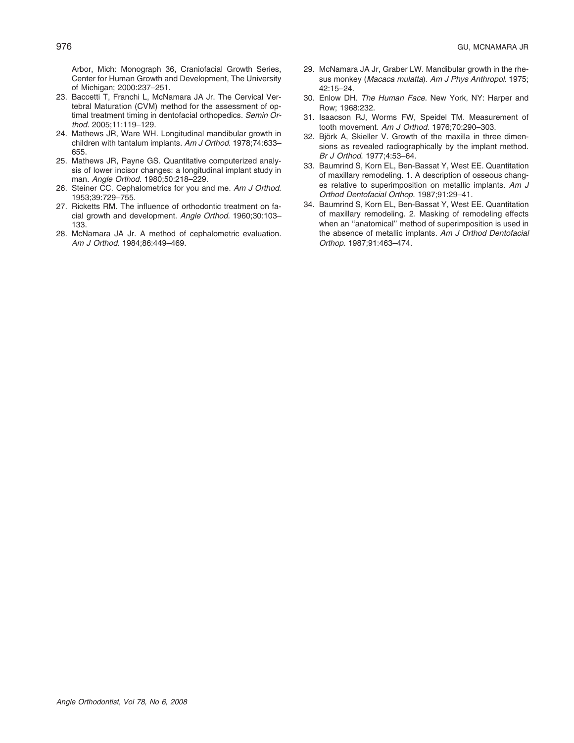Arbor, Mich: Monograph 36, Craniofacial Growth Series, Center for Human Growth and Development, The University of Michigan; 2000:237–251.

23. Baccetti T, Franchi L, McNamara JA Jr. The Cervical Vertebral Maturation (CVM) method for the assessment of optimal treatment timing in dentofacial orthopedics. *Semin Orthod.* 2005;11:119–129.
24. Mathews JR, Ware WH. Longitudinal mandibular growth in children with tantalum implants. *Am J Orthod.* 1978;74:633–655.
25. Mathews JR, Payne GS. Quantitative computerized analysis of lower incisor changes: a longitudinal implant study in man. *Angle Orthod.* 1980;50:218–229.
26. Steiner CC. Cephalometrics for you and me. *Am J Orthod.* 1953;39:729–755.
27. Ricketts RM. The influence of orthodontic treatment on facial growth and development. *Angle Orthod.* 1960;30:103–133.
28. McNamara JA Jr. A method of cephalometric evaluation. *Am J Orthod.* 1984;86:449–469.
29. McNamara JA Jr, Graber LW. Mandibular growth in the rhesus monkey (*Macaca mulatta*). *Am J Phys Anthropol.* 1975;42:15–24.
30. Enlow DH. *The Human Face*. New York, NY: Harper and Row; 1968:232.
31. Isaacson RJ, Worms FW, Speidel TM. Measurement of tooth movement. *Am J Orthod.* 1976;70:290–303.
32. Björk A, Skieller V. Growth of the maxilla in three dimensions as revealed radiographically by the implant method. *Br J Orthod.* 1977;4:53–64.
33. Baumrind S, Korn EL, Ben-Bassat Y, West EE. Quantitation of maxillary remodeling. 1. A description of osseous changes relative to superimposition on metallic implants. *Am J Orthod Dentofacial Orthop.* 1987;91:29–41.
34. Baumrind S, Korn EL, Ben-Bassat Y, West EE. Quantitation of maxillary remodeling. 2. Masking of remodeling effects when an ''anatomical'' method of superimposition is used in the absence of metallic implants. *Am J Orthod Dentofacial Orthop.* 1987;91:463–474.